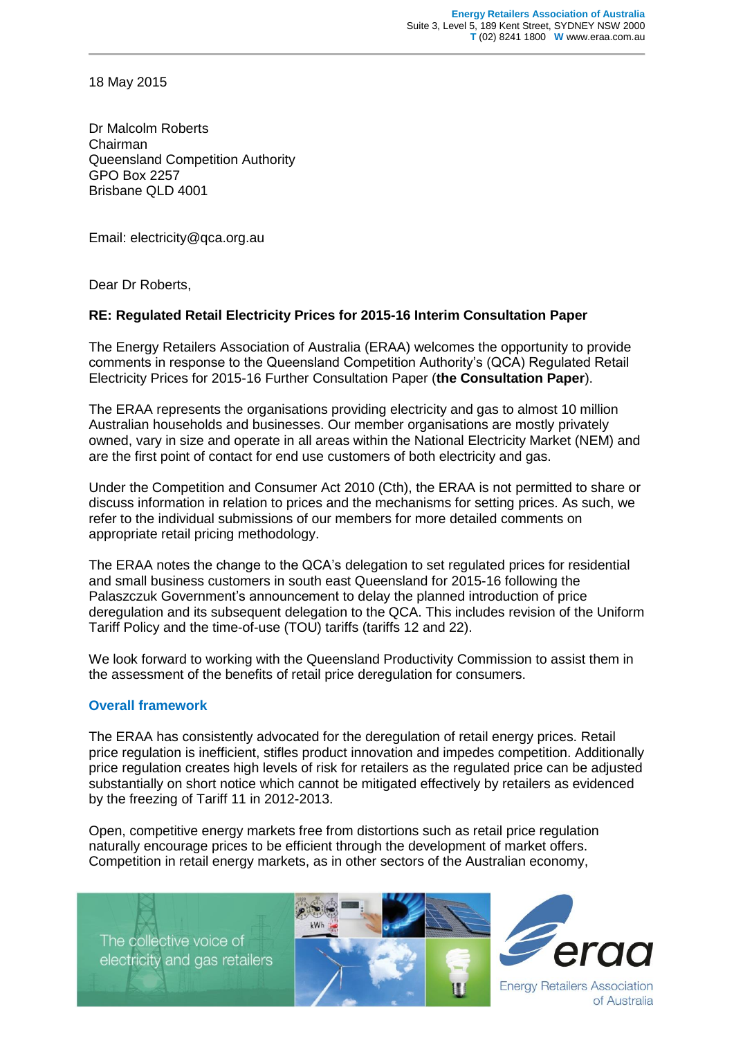18 May 2015

Dr Malcolm Roberts
Chairman
Queensland Competition Authority
GPO Box 2257
Brisbane QLD 4001

Email: electricity@qca.org.au

Dear Dr Roberts,

**RE: Regulated Retail Electricity Prices for 2015-16 Interim Consultation Paper**

The Energy Retailers Association of Australia (ERAA) welcomes the opportunity to provide comments in response to the Queensland Competition Authority's (QCA) Regulated Retail Electricity Prices for 2015-16 Further Consultation Paper (**the Consultation Paper**).

The ERAA represents the organisations providing electricity and gas to almost 10 million Australian households and businesses. Our member organisations are mostly privately owned, vary in size and operate in all areas within the National Electricity Market (NEM) and are the first point of contact for end use customers of both electricity and gas.

Under the Competition and Consumer Act 2010 (Cth), the ERAA is not permitted to share or discuss information in relation to prices and the mechanisms for setting prices. As such, we refer to the individual submissions of our members for more detailed comments on appropriate retail pricing methodology.

The ERAA notes the change to the QCA's delegation to set regulated prices for residential and small business customers in south east Queensland for 2015-16 following the Palaszczuk Government's announcement to delay the planned introduction of price deregulation and its subsequent delegation to the QCA. This includes revision of the Uniform Tariff Policy and the time-of-use (TOU) tariffs (tariffs 12 and 22).

We look forward to working with the Queensland Productivity Commission to assist them in the assessment of the benefits of retail price deregulation for consumers.

## Overall framework

The ERAA has consistently advocated for the deregulation of retail energy prices. Retail price regulation is inefficient, stifles product innovation and impedes competition. Additionally price regulation creates high levels of risk for retailers as the regulated price can be adjusted substantially on short notice which cannot be mitigated effectively by retailers as evidenced by the freezing of Tariff 11 in 2012-2013.

Open, competitive energy markets free from distortions such as retail price regulation naturally encourage prices to be efficient through the development of market offers. Competition in retail energy markets, as in other sectors of the Australian economy,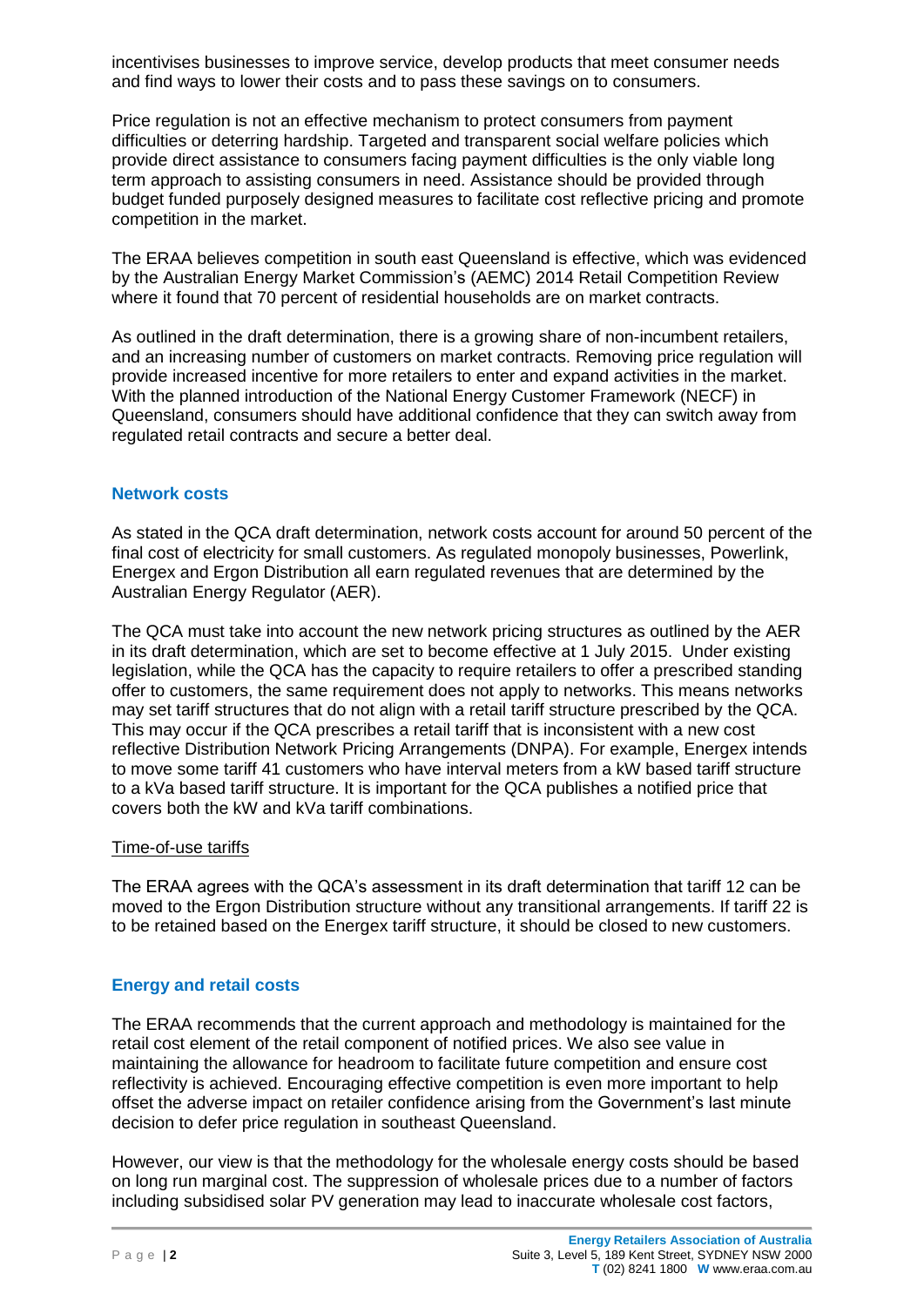incentivises businesses to improve service, develop products that meet consumer needs and find ways to lower their costs and to pass these savings on to consumers.

Price regulation is not an effective mechanism to protect consumers from payment difficulties or deterring hardship. Targeted and transparent social welfare policies which provide direct assistance to consumers facing payment difficulties is the only viable long term approach to assisting consumers in need. Assistance should be provided through budget funded purposely designed measures to facilitate cost reflective pricing and promote competition in the market.

The ERAA believes competition in south east Queensland is effective, which was evidenced by the Australian Energy Market Commission's (AEMC) 2014 Retail Competition Review where it found that 70 percent of residential households are on market contracts.

As outlined in the draft determination, there is a growing share of non-incumbent retailers, and an increasing number of customers on market contracts. Removing price regulation will provide increased incentive for more retailers to enter and expand activities in the market. With the planned introduction of the National Energy Customer Framework (NECF) in Queensland, consumers should have additional confidence that they can switch away from regulated retail contracts and secure a better deal.

## Network costs

As stated in the QCA draft determination, network costs account for around 50 percent of the final cost of electricity for small customers. As regulated monopoly businesses, Powerlink, Energex and Ergon Distribution all earn regulated revenues that are determined by the Australian Energy Regulator (AER).

The QCA must take into account the new network pricing structures as outlined by the AER in its draft determination, which are set to become effective at 1 July 2015. Under existing legislation, while the QCA has the capacity to require retailers to offer a prescribed standing offer to customers, the same requirement does not apply to networks. This means networks may set tariff structures that do not align with a retail tariff structure prescribed by the QCA. This may occur if the QCA prescribes a retail tariff that is inconsistent with a new cost reflective Distribution Network Pricing Arrangements (DNPA). For example, Energex intends to move some tariff 41 customers who have interval meters from a kW based tariff structure to a kVa based tariff structure. It is important for the QCA publishes a notified price that covers both the kW and kVa tariff combinations.

### Time-of-use tariffs

The ERAA agrees with the QCA's assessment in its draft determination that tariff 12 can be moved to the Ergon Distribution structure without any transitional arrangements. If tariff 22 is to be retained based on the Energex tariff structure, it should be closed to new customers.

## Energy and retail costs

The ERAA recommends that the current approach and methodology is maintained for the retail cost element of the retail component of notified prices. We also see value in maintaining the allowance for headroom to facilitate future competition and ensure cost reflectivity is achieved. Encouraging effective competition is even more important to help offset the adverse impact on retailer confidence arising from the Government's last minute decision to defer price regulation in southeast Queensland.

However, our view is that the methodology for the wholesale energy costs should be based on long run marginal cost. The suppression of wholesale prices due to a number of factors including subsidised solar PV generation may lead to inaccurate wholesale cost factors,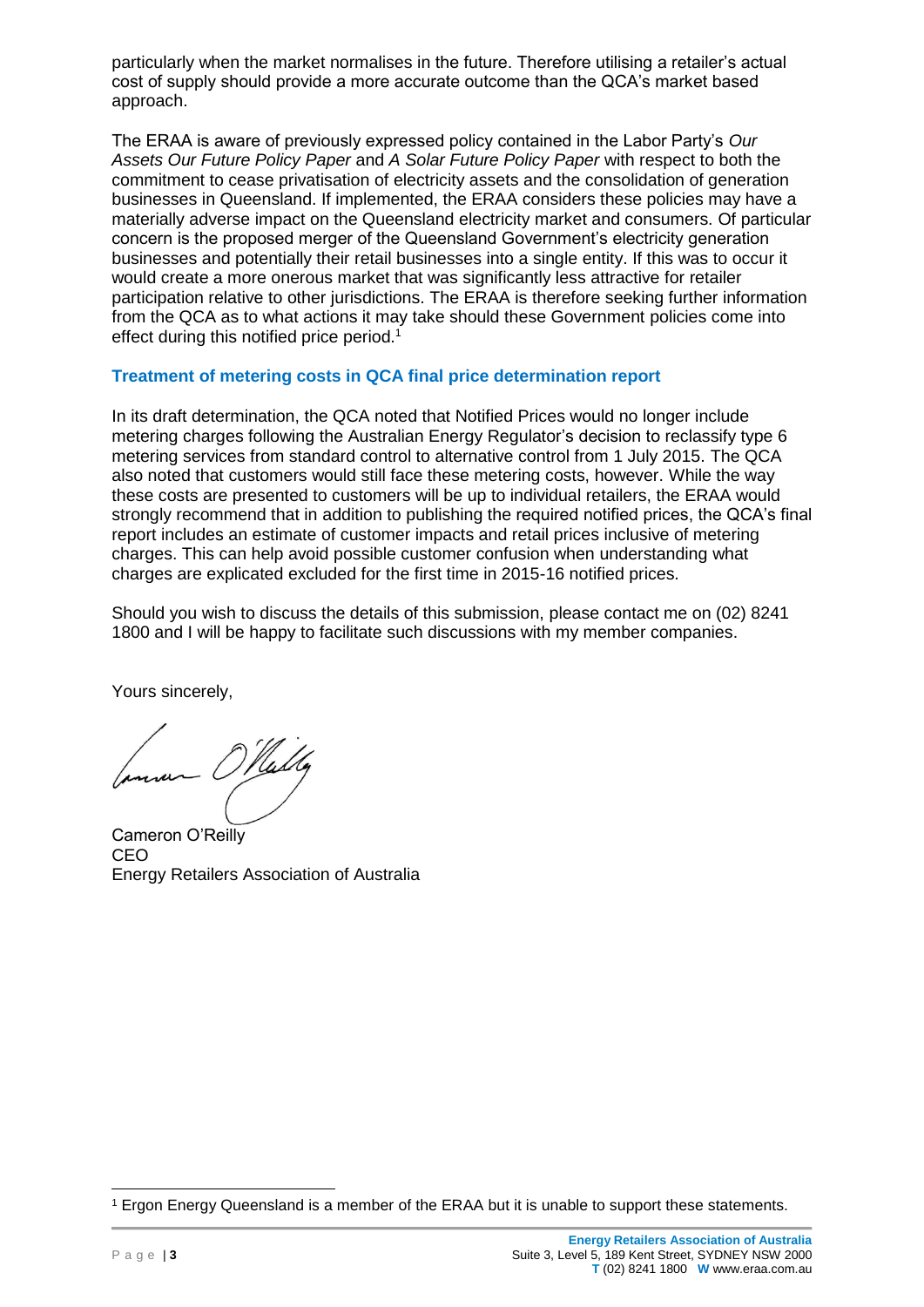particularly when the market normalises in the future. Therefore utilising a retailer's actual cost of supply should provide a more accurate outcome than the QCA's market based approach.

The ERAA is aware of previously expressed policy contained in the Labor Party's *Our Assets Our Future Policy Paper* and *A Solar Future Policy Paper* with respect to both the commitment to cease privatisation of electricity assets and the consolidation of generation businesses in Queensland. If implemented, the ERAA considers these policies may have a materially adverse impact on the Queensland electricity market and consumers. Of particular concern is the proposed merger of the Queensland Government's electricity generation businesses and potentially their retail businesses into a single entity. If this was to occur it would create a more onerous market that was significantly less attractive for retailer participation relative to other jurisdictions. The ERAA is therefore seeking further information from the QCA as to what actions it may take should these Government policies come into effect during this notified price period.[1]

### Treatment of metering costs in QCA final price determination report

In its draft determination, the QCA noted that Notified Prices would no longer include metering charges following the Australian Energy Regulator's decision to reclassify type 6 metering services from standard control to alternative control from 1 July 2015. The QCA also noted that customers would still face these metering costs, however. While the way these costs are presented to customers will be up to individual retailers, the ERAA would strongly recommend that in addition to publishing the required notified prices, the QCA's final report includes an estimate of customer impacts and retail prices inclusive of metering charges. This can help avoid possible customer confusion when understanding what charges are explicated excluded for the first time in 2015-16 notified prices.

Should you wish to discuss the details of this submission, please contact me on (02) 8241 1800 and I will be happy to facilitate such discussions with my member companies.

Yours sincerely,

Cameron O'Reilly
CEO
Energy Retailers Association of Australia

[1] Ergon Energy Queensland is a member of the ERAA but it is unable to support these statements.